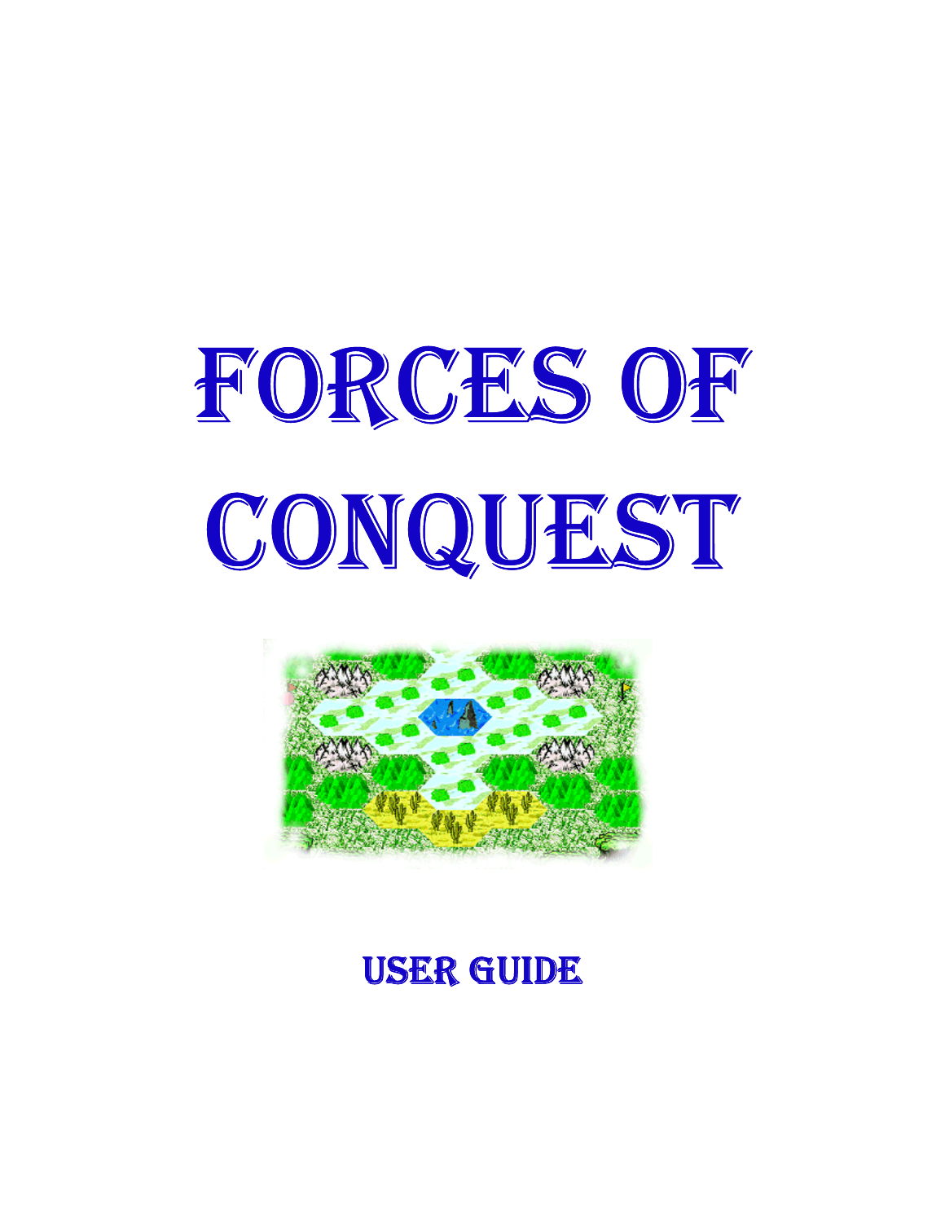# Forces of Conquest

## User Guide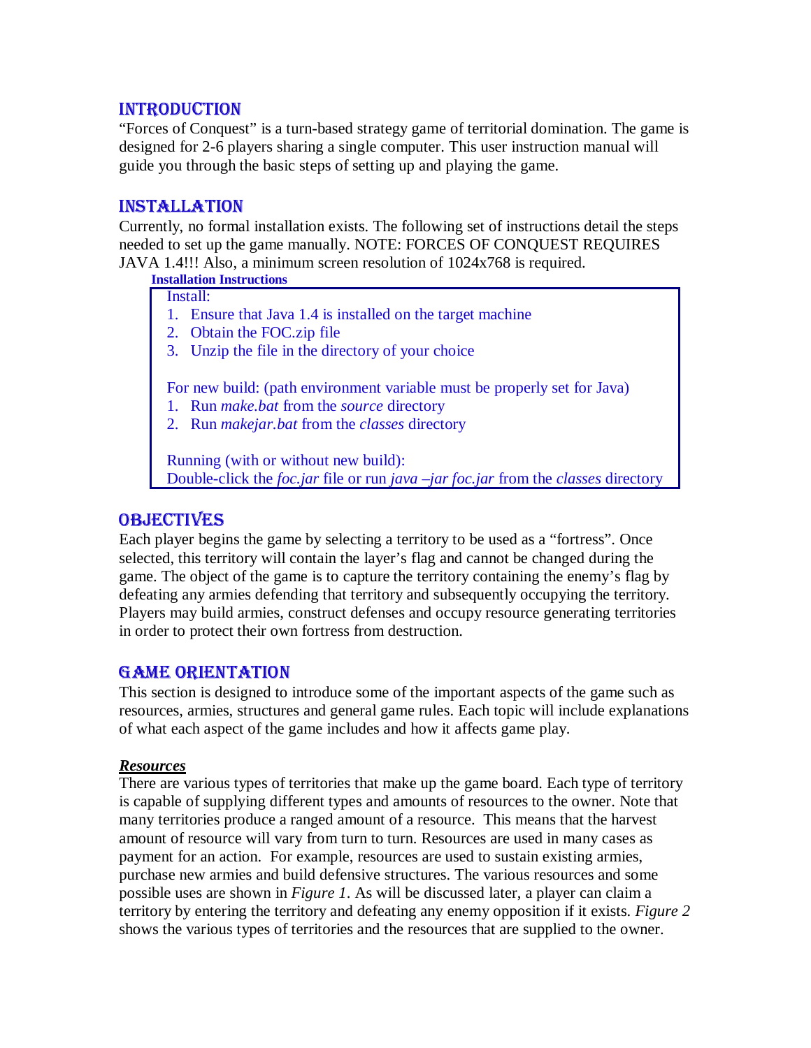## INTRODUCTION

"Forces of Conquest" is a turn-based strategy game of territorial domination. The game is designed for 2-6 players sharing a single computer. This user instruction manual will guide you through the basic steps of setting up and playing the game.

## INSTALLATION

Currently, no formal installation exists. The following set of instructions detail the steps needed to set up the game manually. NOTE: FORCES OF CONQUEST REQUIRES JAVA 1.4!!! Also, a minimum screen resolution of 1024x768 is required.

**Installation Instructions**

Install:

1. Ensure that Java 1.4 is installed on the target machine
2. Obtain the FOC.zip file
3. Unzip the file in the directory of your choice

For new build: (path environment variable must be properly set for Java)

1. Run *make.bat* from the *source* directory
2. Run *makejar.bat* from the *classes* directory

Running (with or without new build):
Double-click the *foc.jar* file or run *java –jar foc.jar* from the *classes* directory

## OBJECTIVES

Each player begins the game by selecting a territory to be used as a "fortress". Once selected, this territory will contain the layer's flag and cannot be changed during the game. The object of the game is to capture the territory containing the enemy's flag by defeating any armies defending that territory and subsequently occupying the territory. Players may build armies, construct defenses and occupy resource generating territories in order to protect their own fortress from destruction.

## GAME ORIENTATION

This section is designed to introduce some of the important aspects of the game such as resources, armies, structures and general game rules. Each topic will include explanations of what each aspect of the game includes and how it affects game play.

### ***Resources***

There are various types of territories that make up the game board. Each type of territory is capable of supplying different types and amounts of resources to the owner. Note that many territories produce a ranged amount of a resource. This means that the harvest amount of resource will vary from turn to turn. Resources are used in many cases as payment for an action. For example, resources are used to sustain existing armies, purchase new armies and build defensive structures. The various resources and some possible uses are shown in *Figure 1*. As will be discussed later, a player can claim a territory by entering the territory and defeating any enemy opposition if it exists. *Figure 2* shows the various types of territories and the resources that are supplied to the owner.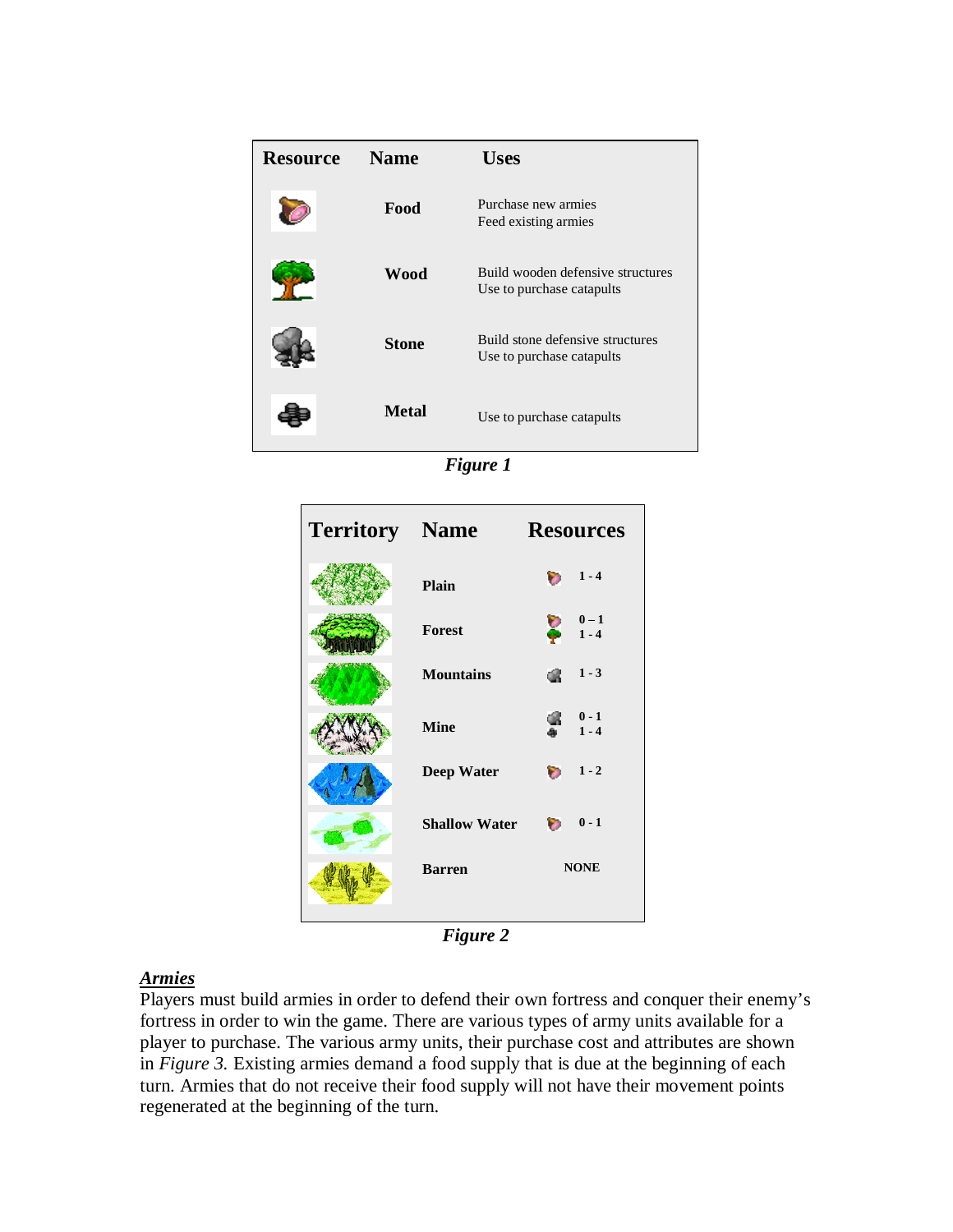| Resource | Name | Uses |
| --- | --- | --- |
| | **Food** | Purchase new armies<br>Feed existing armies |
| | **Wood** | Build wooden defensive structures<br>Use to purchase catapults |
| | **Stone** | Build stone defensive structures<br>Use to purchase catapults |
| | **Metal** | Use to purchase catapults |

***Figure 1***

| Territory | Name | Resources |
| --- | --- | --- |
| | **Plain** | 1 - 4 |
| | **Forest** | 0 – 1<br>1 - 4 |
| | **Mountains** | 1 - 3 |
| | **Mine** | 0 - 1<br>1 - 4 |
| | **Deep Water** | 1 - 2 |
| | **Shallow Water** | 0 - 1 |
| | **Barren** | NONE |

***Figure 2***

***Armies***

Players must build armies in order to defend their own fortress and conquer their enemy's fortress in order to win the game. There are various types of army units available for a player to purchase. The various army units, their purchase cost and attributes are shown in *Figure 3.* Existing armies demand a food supply that is due at the beginning of each turn. Armies that do not receive their food supply will not have their movement points regenerated at the beginning of the turn.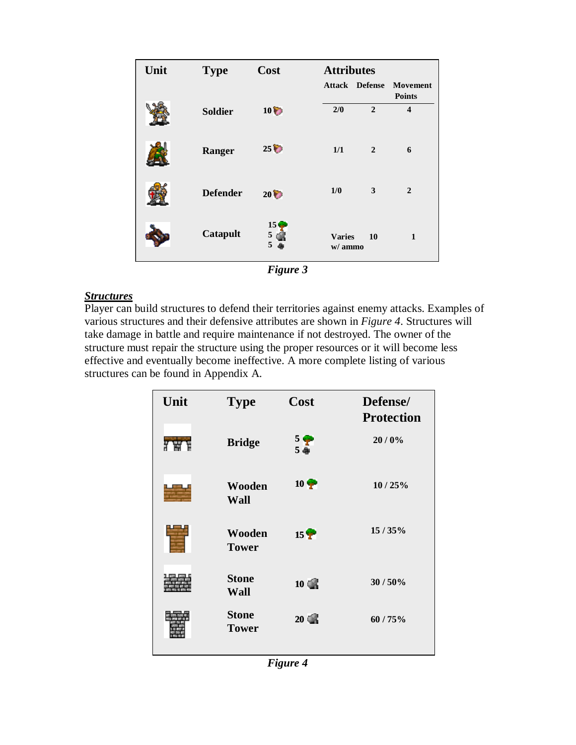| Unit | Type | Cost | Attributes | | |
|---|---|---|---|---|---|
| | | | Attack | Defense | Movement Points |
| | Soldier | 10 | 2/0 | 2 | 4 |
| | Ranger | 25 | 1/1 | 2 | 6 |
| | Defender | 20 | 1/0 | 3 | 2 |
| | Catapult | 15, 5, 5 | Varies w/ ammo | 10 | 1 |

*Figure 3*

## *Structures*

Player can build structures to defend their territories against enemy attacks. Examples of various structures and their defensive attributes are shown in *Figure 4*. Structures will take damage in battle and require maintenance if not destroyed. The owner of the structure must repair the structure using the proper resources or it will become less effective and eventually become ineffective. A more complete listing of various structures can be found in Appendix A.

| Unit | Type | Cost | Defense/ Protection |
|---|---|---|---|
| | Bridge | 5, 5 | 20 / 0% |
| | Wooden Wall | 10 | 10 / 25% |
| | Wooden Tower | 15 | 15 / 35% |
| | Stone Wall | 10 | 30 / 50% |
| | Stone Tower | 20 | 60 / 75% |

*Figure 4*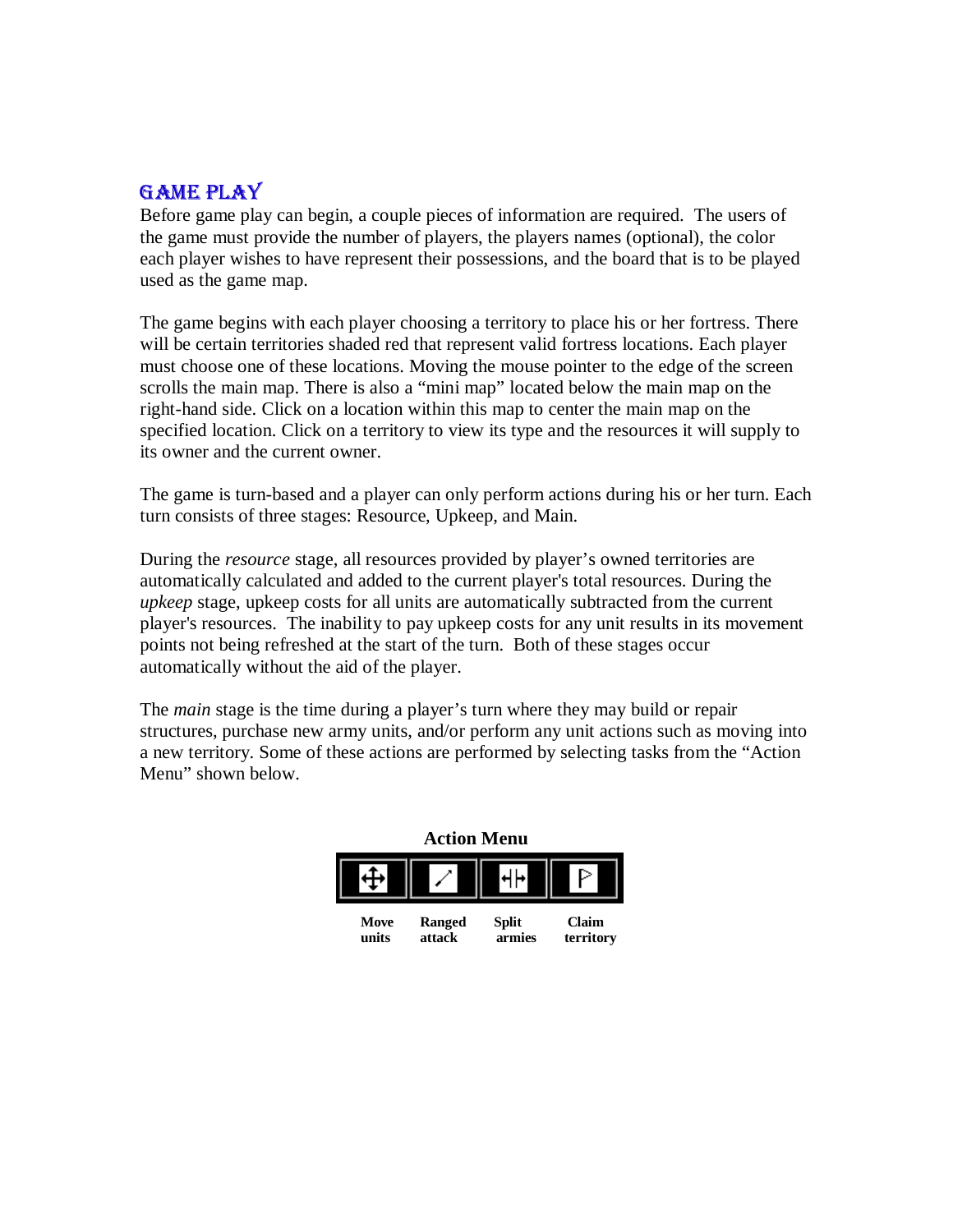## GAME PLAY

Before game play can begin, a couple pieces of information are required. The users of the game must provide the number of players, the players names (optional), the color each player wishes to have represent their possessions, and the board that is to be played used as the game map.

The game begins with each player choosing a territory to place his or her fortress. There will be certain territories shaded red that represent valid fortress locations. Each player must choose one of these locations. Moving the mouse pointer to the edge of the screen scrolls the main map. There is also a "mini map" located below the main map on the right-hand side. Click on a location within this map to center the main map on the specified location. Click on a territory to view its type and the resources it will supply to its owner and the current owner.

The game is turn-based and a player can only perform actions during his or her turn. Each turn consists of three stages: Resource, Upkeep, and Main.

During the *resource* stage, all resources provided by player's owned territories are automatically calculated and added to the current player's total resources. During the *upkeep* stage, upkeep costs for all units are automatically subtracted from the current player's resources. The inability to pay upkeep costs for any unit results in its movement points not being refreshed at the start of the turn. Both of these stages occur automatically without the aid of the player.

The *main* stage is the time during a player's turn where they may build or repair structures, purchase new army units, and/or perform any unit actions such as moving into a new territory. Some of these actions are performed by selecting tasks from the "Action Menu" shown below.

**Action Menu**

| **Move units** | **Ranged attack** | **Split armies** | **Claim territory** |
|---|---|---|---|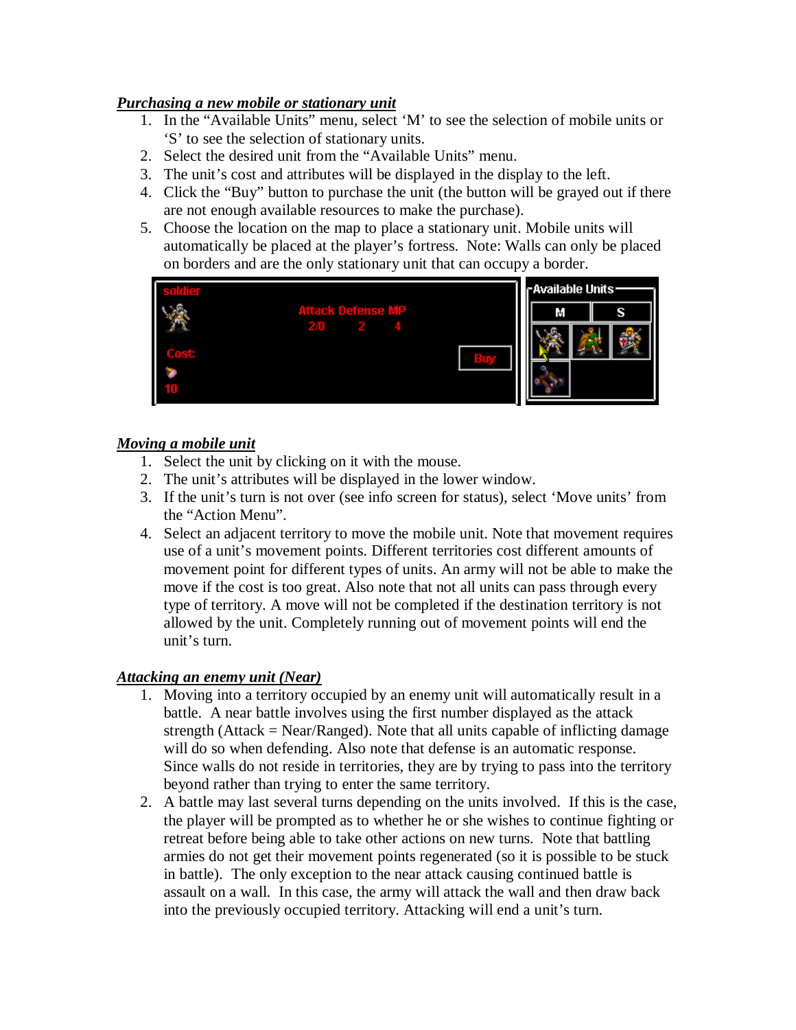***Purchasing a new mobile or stationary unit***

1. In the “Available Units” menu, select ‘M’ to see the selection of mobile units or ‘S’ to see the selection of stationary units.
2. Select the desired unit from the “Available Units” menu.
3. The unit’s cost and attributes will be displayed in the display to the left.
4. Click the “Buy” button to purchase the unit (the button will be grayed out if there are not enough available resources to make the purchase).
5. Choose the location on the map to place a stationary unit. Mobile units will automatically be placed at the player’s fortress. Note: Walls can only be placed on borders and are the only stationary unit that can occupy a border.

***Moving a mobile unit***

1. Select the unit by clicking on it with the mouse.
2. The unit’s attributes will be displayed in the lower window.
3. If the unit’s turn is not over (see info screen for status), select ‘Move units’ from the “Action Menu”.
4. Select an adjacent territory to move the mobile unit. Note that movement requires use of a unit’s movement points. Different territories cost different amounts of movement point for different types of units. An army will not be able to make the move if the cost is too great. Also note that not all units can pass through every type of territory. A move will not be completed if the destination territory is not allowed by the unit. Completely running out of movement points will end the unit’s turn.

***Attacking an enemy unit (Near)***

1. Moving into a territory occupied by an enemy unit will automatically result in a battle. A near battle involves using the first number displayed as the attack strength (Attack = Near/Ranged). Note that all units capable of inflicting damage will do so when defending. Also note that defense is an automatic response. Since walls do not reside in territories, they are by trying to pass into the territory beyond rather than trying to enter the same territory.
2. A battle may last several turns depending on the units involved. If this is the case, the player will be prompted as to whether he or she wishes to continue fighting or retreat before being able to take other actions on new turns. Note that battling armies do not get their movement points regenerated (so it is possible to be stuck in battle). The only exception to the near attack causing continued battle is assault on a wall. In this case, the army will attack the wall and then draw back into the previously occupied territory. Attacking will end a unit’s turn.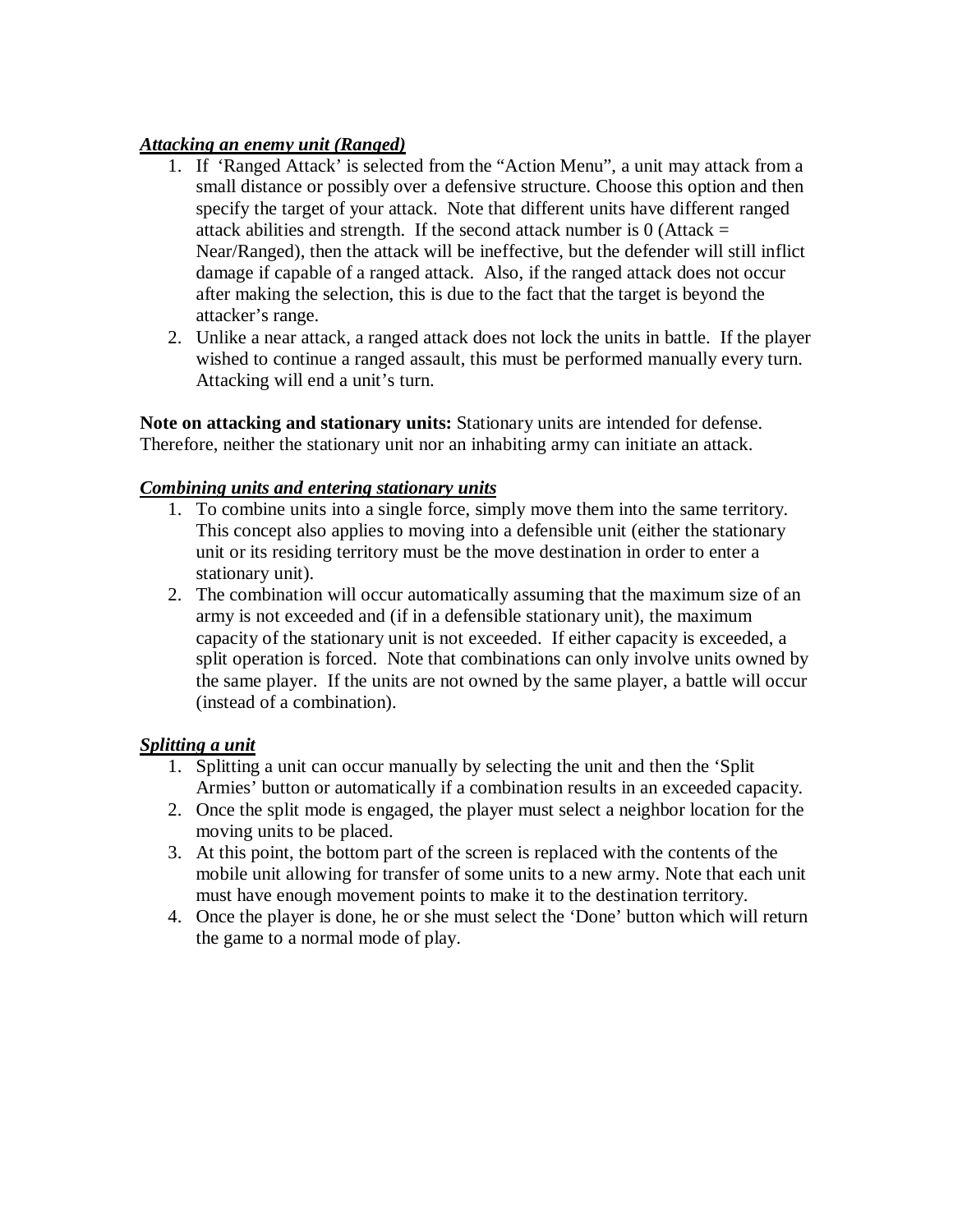***Attacking an enemy unit (Ranged)***

1. If 'Ranged Attack' is selected from the "Action Menu", a unit may attack from a small distance or possibly over a defensive structure. Choose this option and then specify the target of your attack. Note that different units have different ranged attack abilities and strength. If the second attack number is 0 (Attack = Near/Ranged), then the attack will be ineffective, but the defender will still inflict damage if capable of a ranged attack. Also, if the ranged attack does not occur after making the selection, this is due to the fact that the target is beyond the attacker's range.
2. Unlike a near attack, a ranged attack does not lock the units in battle. If the player wished to continue a ranged assault, this must be performed manually every turn. Attacking will end a unit's turn.

**Note on attacking and stationary units:** Stationary units are intended for defense. Therefore, neither the stationary unit nor an inhabiting army can initiate an attack.

***Combining units and entering stationary units***

1. To combine units into a single force, simply move them into the same territory. This concept also applies to moving into a defensible unit (either the stationary unit or its residing territory must be the move destination in order to enter a stationary unit).
2. The combination will occur automatically assuming that the maximum size of an army is not exceeded and (if in a defensible stationary unit), the maximum capacity of the stationary unit is not exceeded. If either capacity is exceeded, a split operation is forced. Note that combinations can only involve units owned by the same player. If the units are not owned by the same player, a battle will occur (instead of a combination).

***Splitting a unit***

1. Splitting a unit can occur manually by selecting the unit and then the 'Split Armies' button or automatically if a combination results in an exceeded capacity.
2. Once the split mode is engaged, the player must select a neighbor location for the moving units to be placed.
3. At this point, the bottom part of the screen is replaced with the contents of the mobile unit allowing for transfer of some units to a new army. Note that each unit must have enough movement points to make it to the destination territory.
4. Once the player is done, he or she must select the 'Done' button which will return the game to a normal mode of play.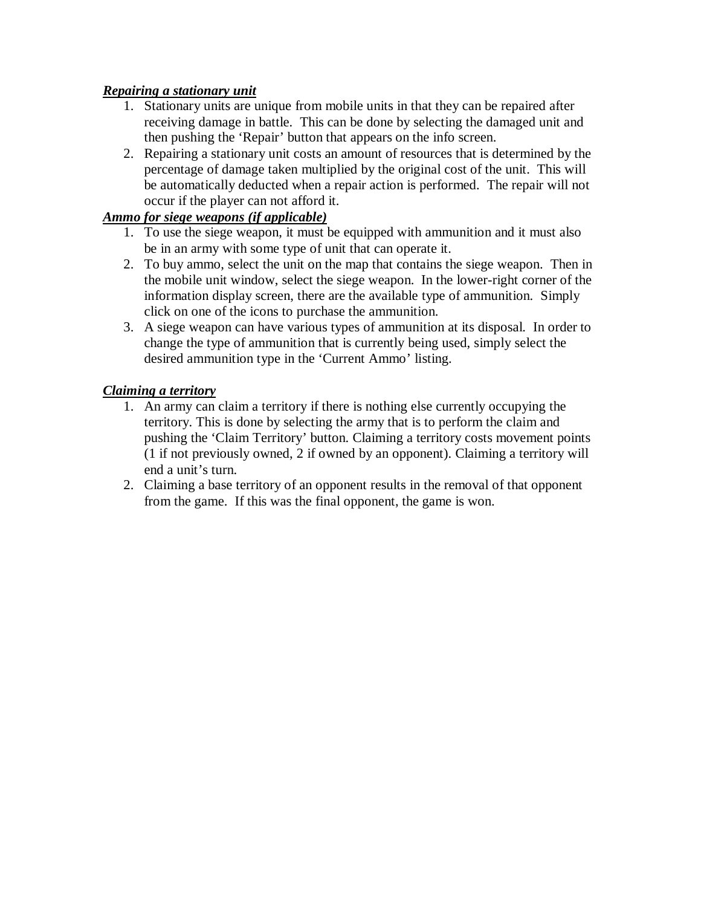***Repairing a stationary unit***

1. Stationary units are unique from mobile units in that they can be repaired after receiving damage in battle. This can be done by selecting the damaged unit and then pushing the 'Repair' button that appears on the info screen.
2. Repairing a stationary unit costs an amount of resources that is determined by the percentage of damage taken multiplied by the original cost of the unit. This will be automatically deducted when a repair action is performed. The repair will not occur if the player can not afford it.

***Ammo for siege weapons (if applicable)***

1. To use the siege weapon, it must be equipped with ammunition and it must also be in an army with some type of unit that can operate it.
2. To buy ammo, select the unit on the map that contains the siege weapon. Then in the mobile unit window, select the siege weapon. In the lower-right corner of the information display screen, there are the available type of ammunition. Simply click on one of the icons to purchase the ammunition.
3. A siege weapon can have various types of ammunition at its disposal. In order to change the type of ammunition that is currently being used, simply select the desired ammunition type in the 'Current Ammo' listing.

***Claiming a territory***

1. An army can claim a territory if there is nothing else currently occupying the territory. This is done by selecting the army that is to perform the claim and pushing the 'Claim Territory' button. Claiming a territory costs movement points (1 if not previously owned, 2 if owned by an opponent). Claiming a territory will end a unit's turn.
2. Claiming a base territory of an opponent results in the removal of that opponent from the game. If this was the final opponent, the game is won.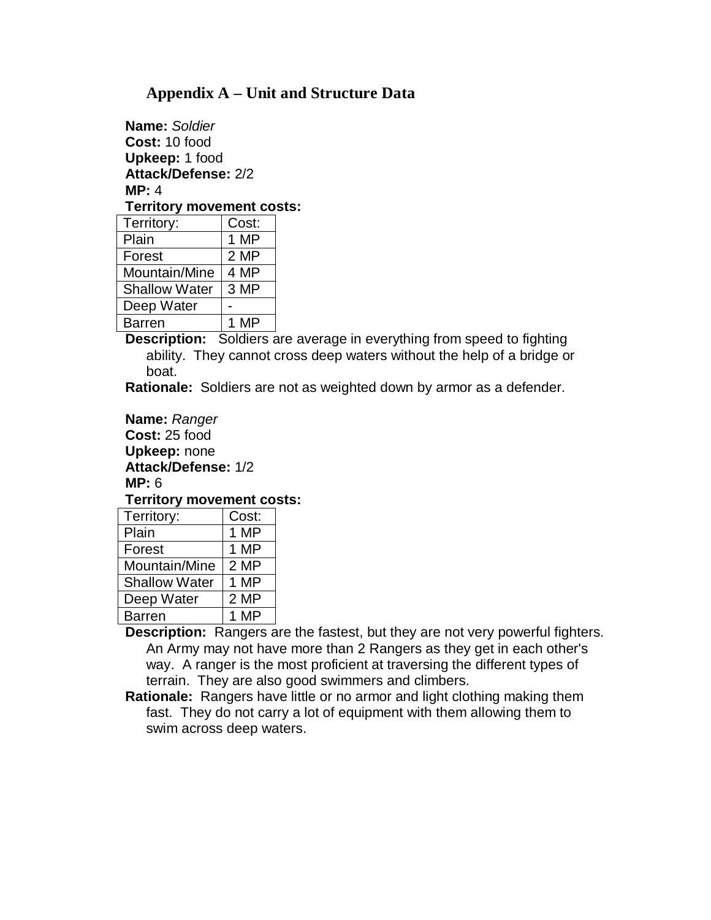## Appendix A – Unit and Structure Data

**Name:** *Soldier*
**Cost:** 10 food
**Upkeep:** 1 food
**Attack/Defense:** 2/2
**MP:** 4
**Territory movement costs:**

| Territory: | Cost: |
|---|---|
| Plain | 1 MP |
| Forest | 2 MP |
| Mountain/Mine | 4 MP |
| Shallow Water | 3 MP |
| Deep Water | - |
| Barren | 1 MP |

**Description:** Soldiers are average in everything from speed to fighting ability. They cannot cross deep waters without the help of a bridge or boat.

**Rationale:** Soldiers are not as weighted down by armor as a defender.

**Name:** *Ranger*
**Cost:** 25 food
**Upkeep:** none
**Attack/Defense:** 1/2
**MP:** 6
**Territory movement costs:**

| Territory: | Cost: |
|---|---|
| Plain | 1 MP |
| Forest | 1 MP |
| Mountain/Mine | 2 MP |
| Shallow Water | 1 MP |
| Deep Water | 2 MP |
| Barren | 1 MP |

**Description:** Rangers are the fastest, but they are not very powerful fighters. An Army may not have more than 2 Rangers as they get in each other's way. A ranger is the most proficient at traversing the different types of terrain. They are also good swimmers and climbers.

**Rationale:** Rangers have little or no armor and light clothing making them fast. They do not carry a lot of equipment with them allowing them to swim across deep waters.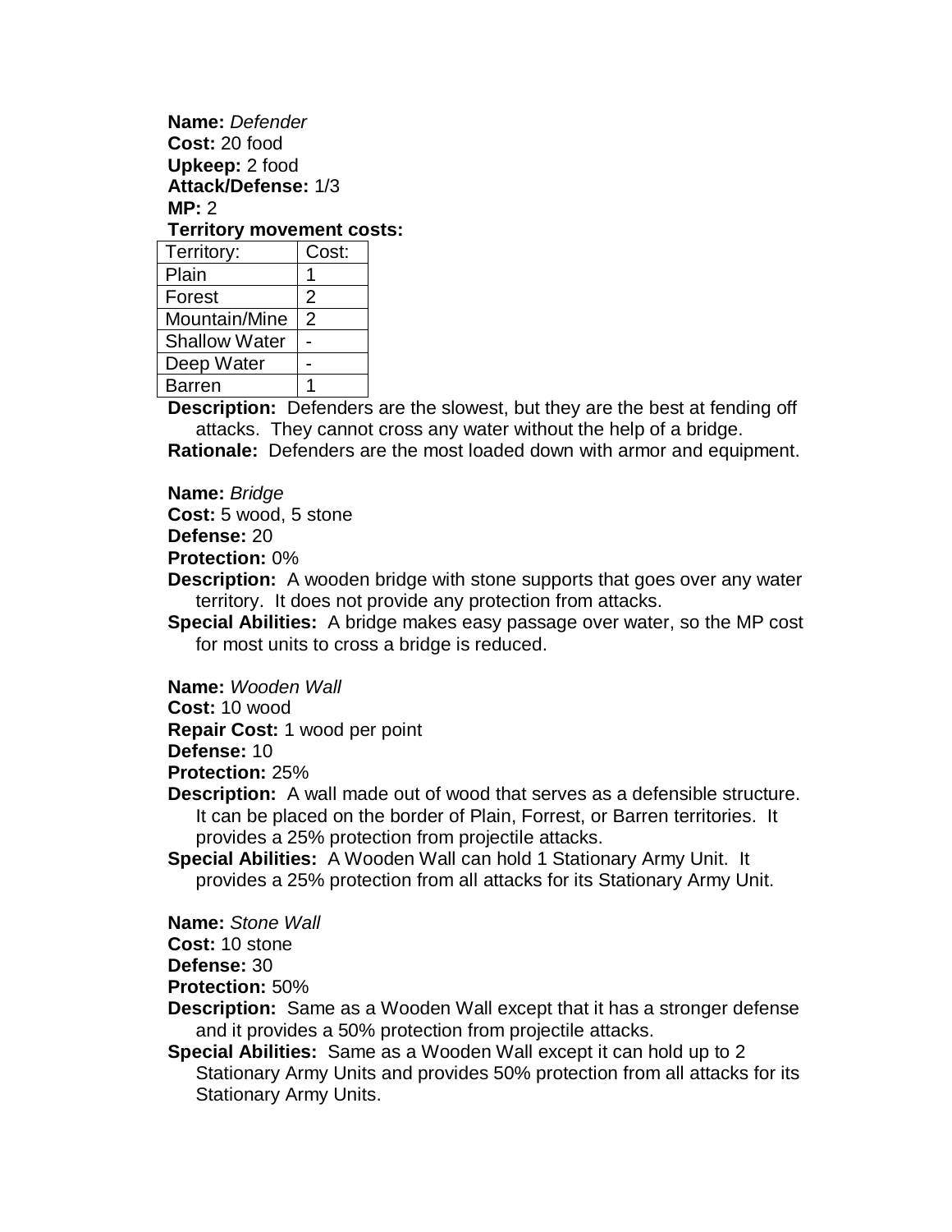**Name:** *Defender*
**Cost:** 20 food
**Upkeep:** 2 food
**Attack/Defense:** 1/3
**MP:** 2
**Territory movement costs:**

| Territory: | Cost: |
|---|---|
| Plain | 1 |
| Forest | 2 |
| Mountain/Mine | 2 |
| Shallow Water | - |
| Deep Water | - |
| Barren | 1 |

**Description:** Defenders are the slowest, but they are the best at fending off attacks. They cannot cross any water without the help of a bridge.
**Rationale:** Defenders are the most loaded down with armor and equipment.

**Name:** *Bridge*
**Cost:** 5 wood, 5 stone
**Defense:** 20
**Protection:** 0%
**Description:** A wooden bridge with stone supports that goes over any water territory. It does not provide any protection from attacks.
**Special Abilities:** A bridge makes easy passage over water, so the MP cost for most units to cross a bridge is reduced.

**Name:** *Wooden Wall*
**Cost:** 10 wood
**Repair Cost:** 1 wood per point
**Defense:** 10
**Protection:** 25%
**Description:** A wall made out of wood that serves as a defensible structure. It can be placed on the border of Plain, Forrest, or Barren territories. It provides a 25% protection from projectile attacks.
**Special Abilities:** A Wooden Wall can hold 1 Stationary Army Unit. It provides a 25% protection from all attacks for its Stationary Army Unit.

**Name:** *Stone Wall*
**Cost:** 10 stone
**Defense:** 30
**Protection:** 50%
**Description:** Same as a Wooden Wall except that it has a stronger defense and it provides a 50% protection from projectile attacks.
**Special Abilities:** Same as a Wooden Wall except it can hold up to 2 Stationary Army Units and provides 50% protection from all attacks for its Stationary Army Units.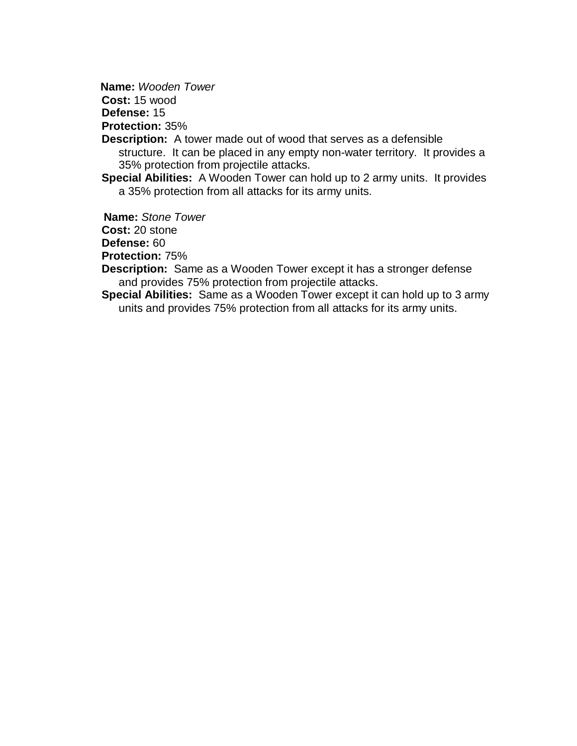**Name:** *Wooden Tower*
**Cost:** 15 wood
**Defense:** 15
**Protection:** 35%
**Description:** A tower made out of wood that serves as a defensible structure. It can be placed in any empty non-water territory. It provides a 35% protection from projectile attacks.
**Special Abilities:** A Wooden Tower can hold up to 2 army units. It provides a 35% protection from all attacks for its army units.

**Name:** *Stone Tower*
**Cost:** 20 stone
**Defense:** 60
**Protection:** 75%
**Description:** Same as a Wooden Tower except it has a stronger defense and provides 75% protection from projectile attacks.
**Special Abilities:** Same as a Wooden Tower except it can hold up to 3 army units and provides 75% protection from all attacks for its army units.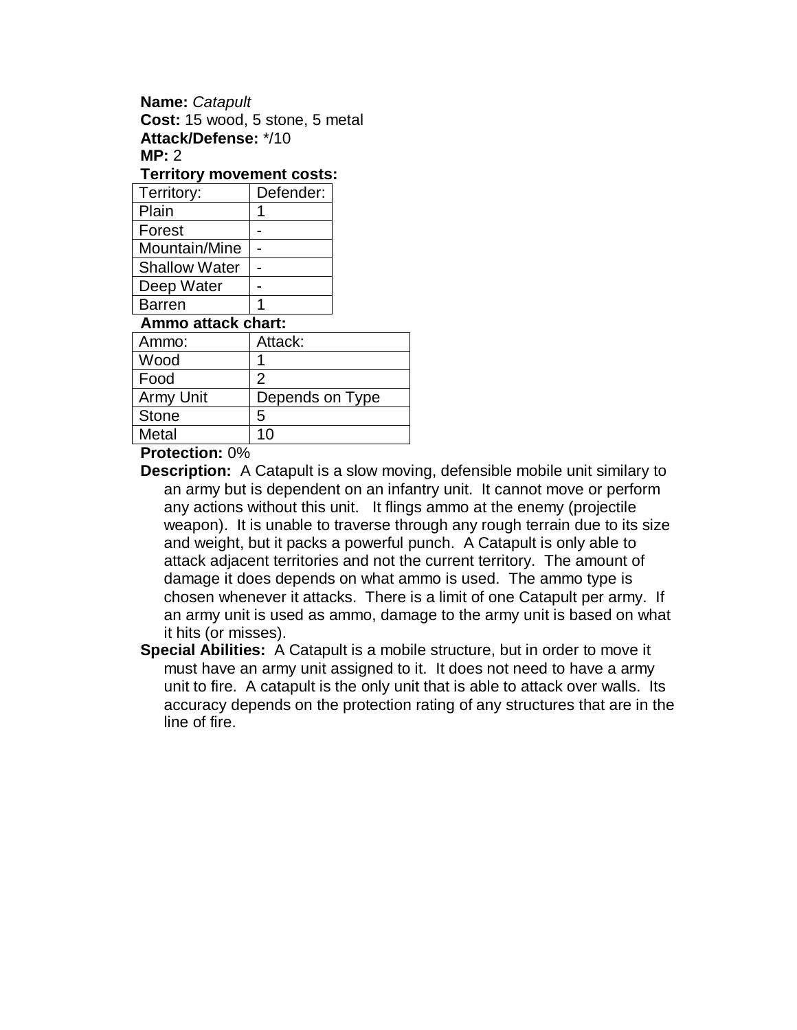**Name:** *Catapult*
**Cost:** 15 wood, 5 stone, 5 metal
**Attack/Defense:** */10
**MP:** 2
**Territory movement costs:**

| Territory: | Defender: |
|---|---|
| Plain | 1 |
| Forest | - |
| Mountain/Mine | - |
| Shallow Water | - |
| Deep Water | - |
| Barren | 1 |

**Ammo attack chart:**

| Ammo: | Attack: |
|---|---|
| Wood | 1 |
| Food | 2 |
| Army Unit | Depends on Type |
| Stone | 5 |
| Metal | 10 |

**Protection:** 0%

**Description:** A Catapult is a slow moving, defensible mobile unit similary to an army but is dependent on an infantry unit. It cannot move or perform any actions without this unit. It flings ammo at the enemy (projectile weapon). It is unable to traverse through any rough terrain due to its size and weight, but it packs a powerful punch. A Catapult is only able to attack adjacent territories and not the current territory. The amount of damage it does depends on what ammo is used. The ammo type is chosen whenever it attacks. There is a limit of one Catapult per army. If an army unit is used as ammo, damage to the army unit is based on what it hits (or misses).

**Special Abilities:** A Catapult is a mobile structure, but in order to move it must have an army unit assigned to it. It does not need to have a army unit to fire. A catapult is the only unit that is able to attack over walls. Its accuracy depends on the protection rating of any structures that are in the line of fire.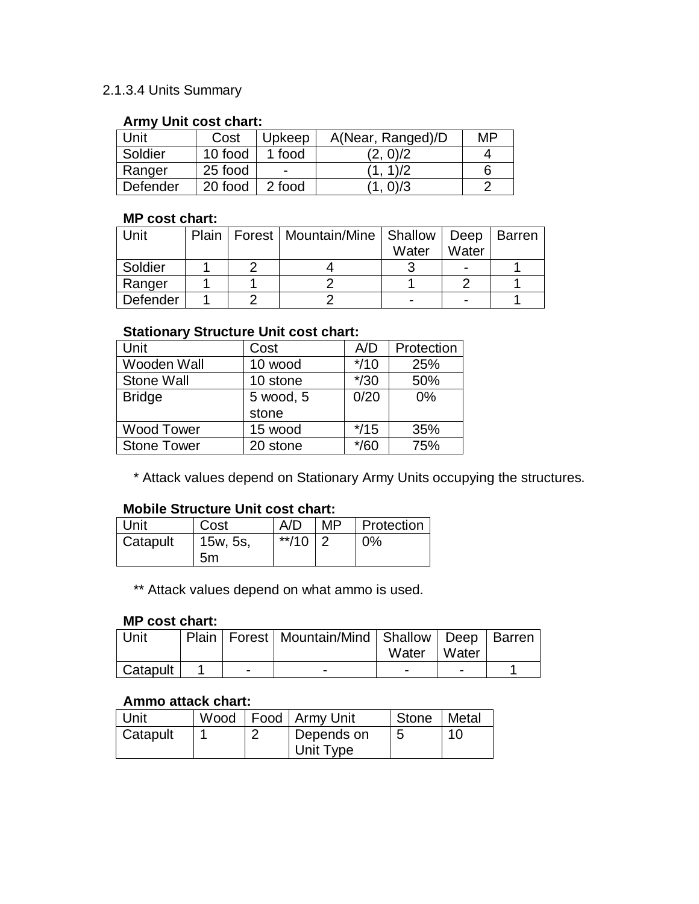2.1.3.4 Units Summary

**Army Unit cost chart:**

| Unit | Cost | Upkeep | A(Near, Ranged)/D | MP |
|---|---|---|---|---|
| Soldier | 10 food | 1 food | (2, 0)/2 | 4 |
| Ranger | 25 food | - | (1, 1)/2 | 6 |
| Defender | 20 food | 2 food | (1, 0)/3 | 2 |

**MP cost chart:**

| Unit | Plain | Forest | Mountain/Mine | Shallow Water | Deep Water | Barren |
|---|---|---|---|---|---|---|
| Soldier | 1 | 2 | 4 | 3 | - | 1 |
| Ranger | 1 | 1 | 2 | 1 | 2 | 1 |
| Defender | 1 | 2 | 2 | - | - | 1 |

**Stationary Structure Unit cost chart:**

| Unit | Cost | A/D | Protection |
|---|---|---|---|
| Wooden Wall | 10 wood | */10 | 25% |
| Stone Wall | 10 stone | */30 | 50% |
| Bridge | 5 wood, 5 stone | 0/20 | 0% |
| Wood Tower | 15 wood | */15 | 35% |
| Stone Tower | 20 stone | */60 | 75% |

\* Attack values depend on Stationary Army Units occupying the structures.

**Mobile Structure Unit cost chart:**

| Unit | Cost | A/D | MP | Protection |
|---|---|---|---|---|
| Catapult | 15w, 5s, 5m | **/10 | 2 | 0% |

\** Attack values depend on what ammo is used.

**MP cost chart:**

| Unit | Plain | Forest | Mountain/Mind | Shallow Water | Deep Water | Barren |
|---|---|---|---|---|---|---|
| Catapult | 1 | - | - | - | - | 1 |

**Ammo attack chart:**

| Unit | Wood | Food | Army Unit | Stone | Metal |
|---|---|---|---|---|---|
| Catapult | 1 | 2 | Depends on Unit Type | 5 | 10 |